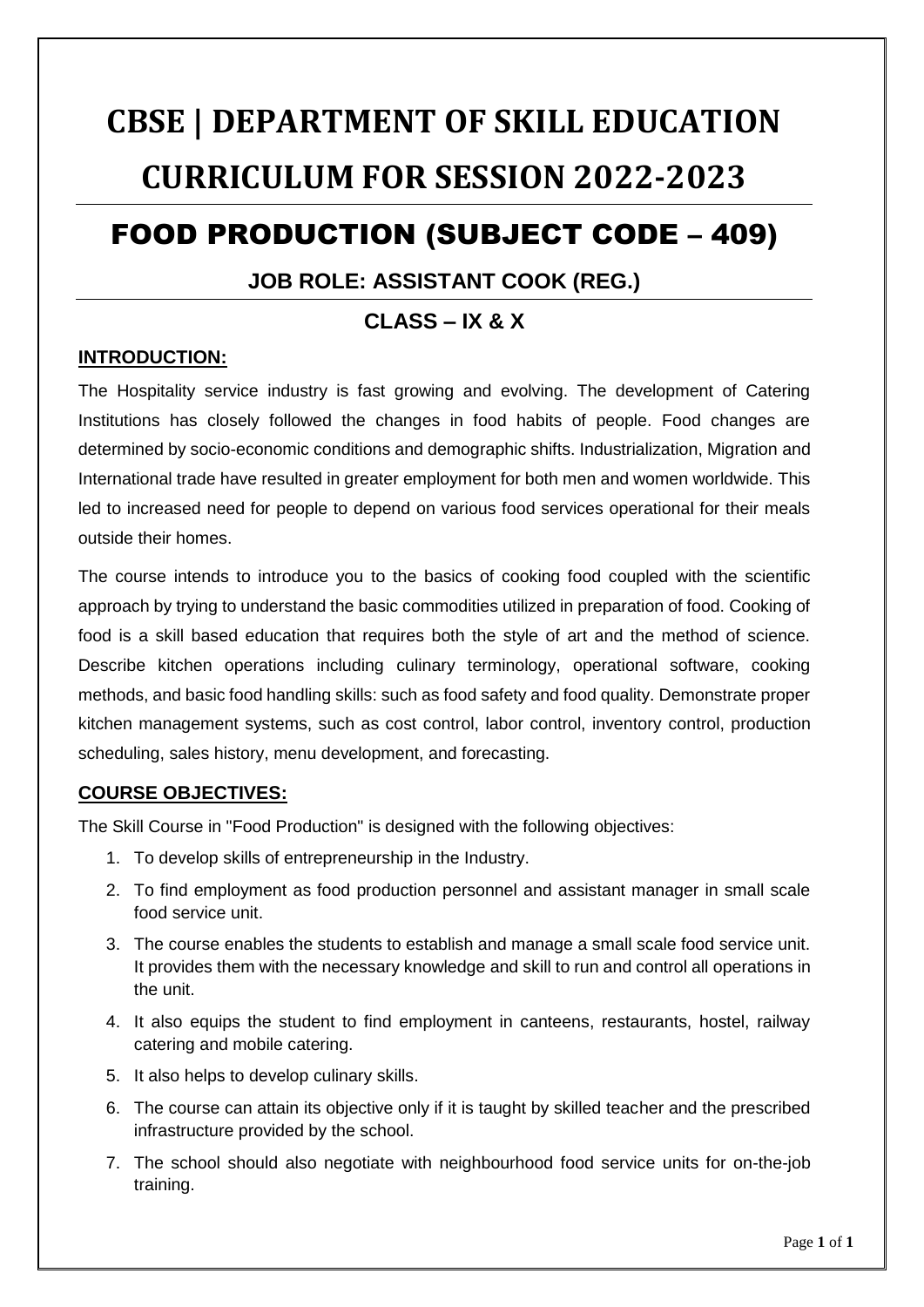# CBSE | DEPARTMENT OF SKILL EDUCATION CURRICULUM FOR SESSION 2022-2023

## FOOD PRODUCTION (SUBJECT CODE – 409)

### JOB ROLE: ASSISTANT COOK (REG.)

### CLASS – IX & X

**INTRODUCTION:**

The Hospitality service industry is fast growing and evolving. The development of Catering Institutions has closely followed the changes in food habits of people. Food changes are determined by socio-economic conditions and demographic shifts. Industrialization, Migration and International trade have resulted in greater employment for both men and women worldwide. This led to increased need for people to depend on various food services operational for their meals outside their homes.

The course intends to introduce you to the basics of cooking food coupled with the scientific approach by trying to understand the basic commodities utilized in preparation of food. Cooking of food is a skill based education that requires both the style of art and the method of science. Describe kitchen operations including culinary terminology, operational software, cooking methods, and basic food handling skills: such as food safety and food quality. Demonstrate proper kitchen management systems, such as cost control, labor control, inventory control, production scheduling, sales history, menu development, and forecasting.

**COURSE OBJECTIVES:**

The Skill Course in "Food Production" is designed with the following objectives:

1. To develop skills of entrepreneurship in the Industry.
2. To find employment as food production personnel and assistant manager in small scale food service unit.
3. The course enables the students to establish and manage a small scale food service unit. It provides them with the necessary knowledge and skill to run and control all operations in the unit.
4. It also equips the student to find employment in canteens, restaurants, hostel, railway catering and mobile catering.
5. It also helps to develop culinary skills.
6. The course can attain its objective only if it is taught by skilled teacher and the prescribed infrastructure provided by the school.
7. The school should also negotiate with neighbourhood food service units for on-the-job training.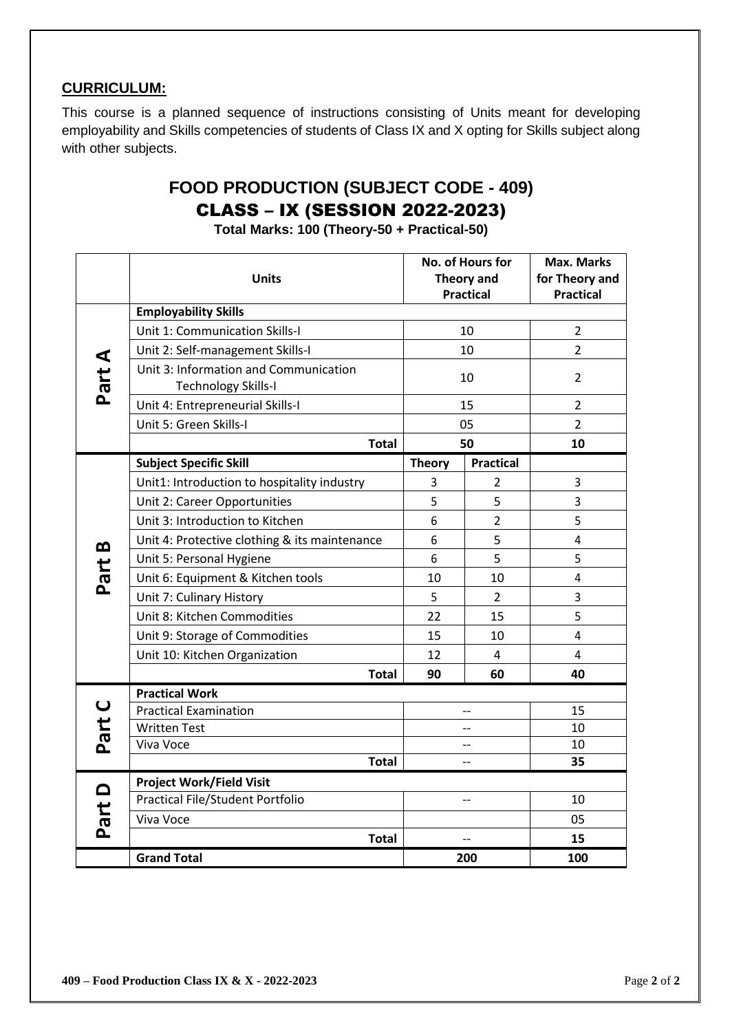**CURRICULUM:**

This course is a planned sequence of instructions consisting of Units meant for developing employability and Skills competencies of students of Class IX and X opting for Skills subject along with other subjects.

# FOOD PRODUCTION (SUBJECT CODE - 409)
## CLASS – IX (SESSION 2022-2023)

**Total Marks: 100 (Theory-50 + Practical-50)**

| | **Units** | **No. of Hours for Theory and Practical** | | **Max. Marks for Theory and Practical** |
|---|---|---|---|---|
| **Part A** | **Employability Skills** | | | |
| | Unit 1: Communication Skills-I | 10 | | 2 |
| | Unit 2: Self-management Skills-I | 10 | | 2 |
| | Unit 3: Information and Communication Technology Skills-I | 10 | | 2 |
| | Unit 4: Entrepreneurial Skills-I | 15 | | 2 |
| | Unit 5: Green Skills-I | 05 | | 2 |
| | **Total** | **50** | | **10** |
| **Part B** | **Subject Specific Skill** | **Theory** | **Practical** | |
| | Unit1: Introduction to hospitality industry | 3 | 2 | 3 |
| | Unit 2: Career Opportunities | 5 | 5 | 3 |
| | Unit 3: Introduction to Kitchen | 6 | 2 | 5 |
| | Unit 4: Protective clothing & its maintenance | 6 | 5 | 4 |
| | Unit 5: Personal Hygiene | 6 | 5 | 5 |
| | Unit 6: Equipment & Kitchen tools | 10 | 10 | 4 |
| | Unit 7: Culinary History | 5 | 2 | 3 |
| | Unit 8: Kitchen Commodities | 22 | 15 | 5 |
| | Unit 9: Storage of Commodities | 15 | 10 | 4 |
| | Unit 10: Kitchen Organization | 12 | 4 | 4 |
| | **Total** | **90** | **60** | **40** |
| **Part C** | **Practical Work** | | | |
| | Practical Examination | -- | | 15 |
| | Written Test | -- | | 10 |
| | Viva Voce | -- | | 10 |
| | **Total** | -- | | **35** |
| **Part D** | **Project Work/Field Visit** | | | |
| | Practical File/Student Portfolio | -- | | 10 |
| | Viva Voce | | | 05 |
| | **Total** | -- | | **15** |
| | **Grand Total** | **200** | | **100** |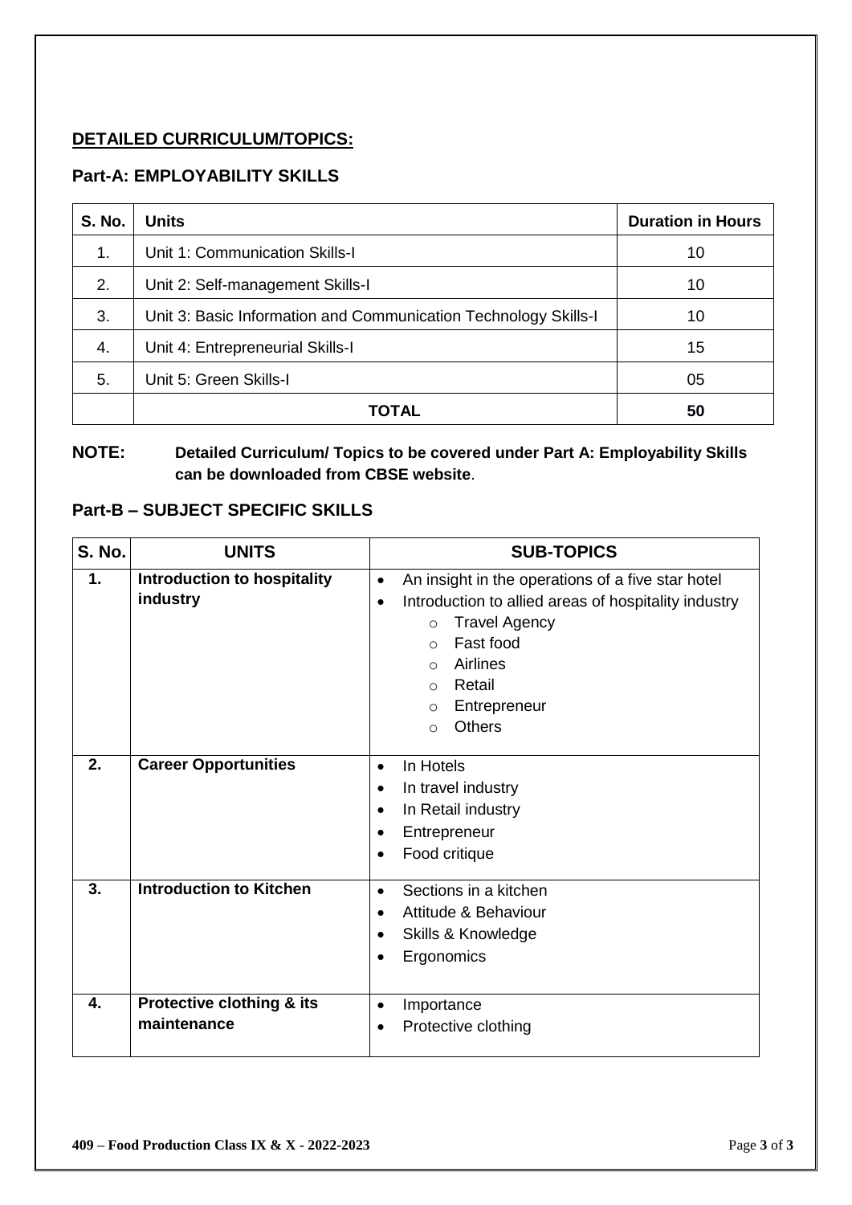## DETAILED CURRICULUM/TOPICS:

### Part-A: EMPLOYABILITY SKILLS

| S. No. | Units | Duration in Hours |
|---|---|---|
| 1. | Unit 1: Communication Skills-I | 10 |
| 2. | Unit 2: Self-management Skills-I | 10 |
| 3. | Unit 3: Basic Information and Communication Technology Skills-I | 10 |
| 4. | Unit 4: Entrepreneurial Skills-I | 15 |
| 5. | Unit 5: Green Skills-I | 05 |
| | **TOTAL** | **50** |

**NOTE: Detailed Curriculum/ Topics to be covered under Part A: Employability Skills can be downloaded from CBSE website**.

### Part-B – SUBJECT SPECIFIC SKILLS

| S. No. | UNITS | SUB-TOPICS |
|---|---|---|
| **1.** | **Introduction to hospitality industry** | • An insight in the operations of a five star hotel<br>• Introduction to allied areas of hospitality industry<br>&nbsp;&nbsp;○ Travel Agency<br>&nbsp;&nbsp;○ Fast food<br>&nbsp;&nbsp;○ Airlines<br>&nbsp;&nbsp;○ Retail<br>&nbsp;&nbsp;○ Entrepreneur<br>&nbsp;&nbsp;○ Others |
| **2.** | **Career Opportunities** | • In Hotels<br>• In travel industry<br>• In Retail industry<br>• Entrepreneur<br>• Food critique |
| **3.** | **Introduction to Kitchen** | • Sections in a kitchen<br>• Attitude & Behaviour<br>• Skills & Knowledge<br>• Ergonomics |
| **4.** | **Protective clothing & its maintenance** | • Importance<br>• Protective clothing |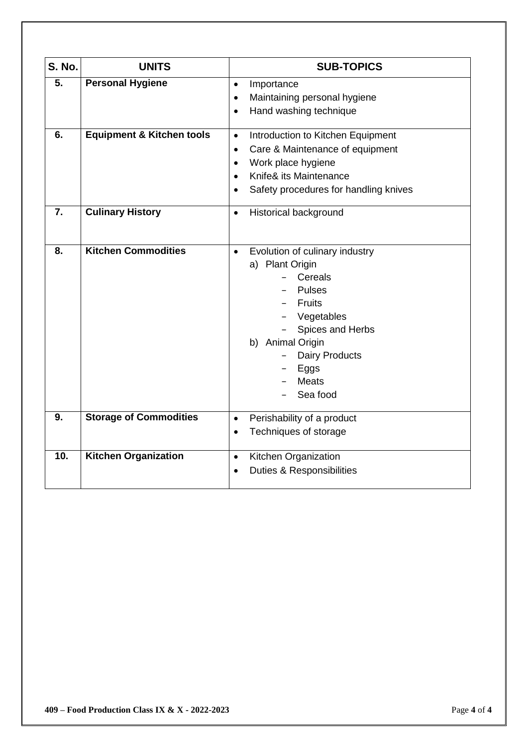| S. No. | UNITS | SUB-TOPICS |
|---|---|---|
| 5. | **Personal Hygiene** | • Importance<br>• Maintaining personal hygiene<br>• Hand washing technique |
| 6. | **Equipment & Kitchen tools** | • Introduction to Kitchen Equipment<br>• Care & Maintenance of equipment<br>• Work place hygiene<br>• Knife& its Maintenance<br>• Safety procedures for handling knives |
| 7. | **Culinary History** | • Historical background |
| 8. | **Kitchen Commodities** | • Evolution of culinary industry<br>a) Plant Origin<br>– Cereals<br>– Pulses<br>– Fruits<br>– Vegetables<br>– Spices and Herbs<br>b) Animal Origin<br>– Dairy Products<br>– Eggs<br>– Meats<br>– Sea food |
| 9. | **Storage of Commodities** | • Perishability of a product<br>• Techniques of storage |
| 10. | **Kitchen Organization** | • Kitchen Organization<br>• Duties & Responsibilities |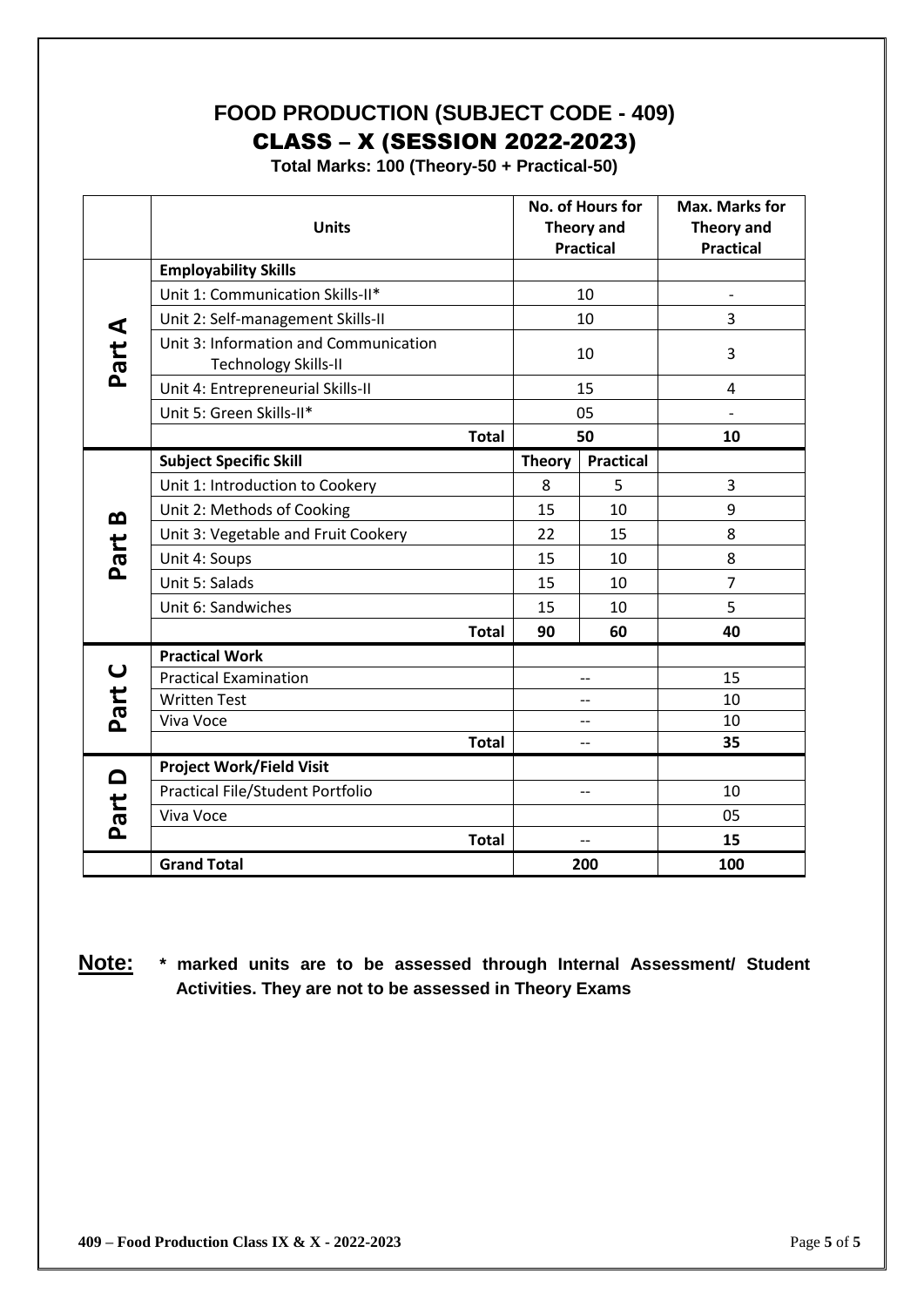# FOOD PRODUCTION (SUBJECT CODE - 409)

## CLASS – X (SESSION 2022-2023)

**Total Marks: 100 (Theory-50 + Practical-50)**

| | Units | No. of Hours for Theory and Practical | | Max. Marks for Theory and Practical |
|---|---|---|---|---|
| **Part A** | **Employability Skills** | | | |
| | Unit 1: Communication Skills-II* | 10 | | - |
| | Unit 2: Self-management Skills-II | 10 | | 3 |
| | Unit 3: Information and Communication Technology Skills-II | 10 | | 3 |
| | Unit 4: Entrepreneurial Skills-II | 15 | | 4 |
| | Unit 5: Green Skills-II* | 05 | | - |
| | **Total** | **50** | | **10** |
| **Part B** | **Subject Specific Skill** | **Theory** | **Practical** | |
| | Unit 1: Introduction to Cookery | 8 | 5 | 3 |
| | Unit 2: Methods of Cooking | 15 | 10 | 9 |
| | Unit 3: Vegetable and Fruit Cookery | 22 | 15 | 8 |
| | Unit 4: Soups | 15 | 10 | 8 |
| | Unit 5: Salads | 15 | 10 | 7 |
| | Unit 6: Sandwiches | 15 | 10 | 5 |
| | **Total** | **90** | **60** | **40** |
| **Part C** | **Practical Work** | | | |
| | Practical Examination | -- | | 15 |
| | Written Test | -- | | 10 |
| | Viva Voce | -- | | 10 |
| | **Total** | -- | | **35** |
| **Part D** | **Project Work/Field Visit** | | | |
| | Practical File/Student Portfolio | -- | | 10 |
| | Viva Voce | | | 05 |
| | **Total** | -- | | **15** |
| | **Grand Total** | **200** | | **100** |

**Note:** **\* marked units are to be assessed through Internal Assessment/ Student Activities. They are not to be assessed in Theory Exams**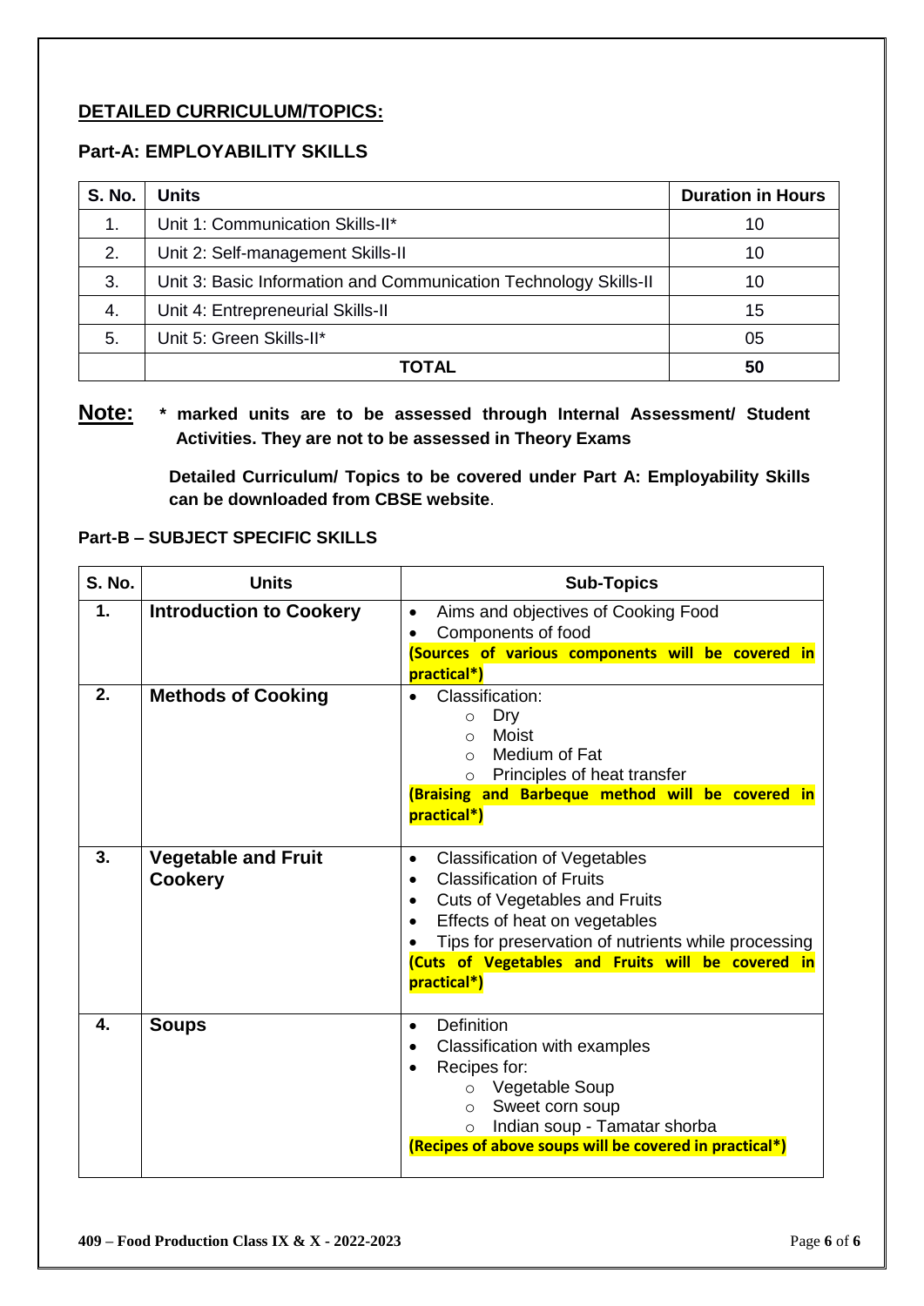## DETAILED CURRICULUM/TOPICS:

### Part-A: EMPLOYABILITY SKILLS

| S. No. | Units | Duration in Hours |
|---|---|---|
| 1. | Unit 1: Communication Skills-II* | 10 |
| 2. | Unit 2: Self-management Skills-II | 10 |
| 3. | Unit 3: Basic Information and Communication Technology Skills-II | 10 |
| 4. | Unit 4: Entrepreneurial Skills-II | 15 |
| 5. | Unit 5: Green Skills-II* | 05 |
| | **TOTAL** | **50** |

**Note:** **\* marked units are to be assessed through Internal Assessment/ Student Activities. They are not to be assessed in Theory Exams**

**Detailed Curriculum/ Topics to be covered under Part A: Employability Skills can be downloaded from CBSE website**.

### Part-B – SUBJECT SPECIFIC SKILLS

| S. No. | Units | Sub-Topics |
|---|---|---|
| **1.** | **Introduction to Cookery** | • Aims and objectives of Cooking Food<br>• Components of food<br>**(Sources of various components will be covered in practical*)** |
| **2.** | **Methods of Cooking** | • Classification:<br>  ○ Dry<br>  ○ Moist<br>  ○ Medium of Fat<br>  ○ Principles of heat transfer<br>**(Braising and Barbeque method will be covered in practical*)** |
| **3.** | **Vegetable and Fruit Cookery** | • Classification of Vegetables<br>• Classification of Fruits<br>• Cuts of Vegetables and Fruits<br>• Effects of heat on vegetables<br>• Tips for preservation of nutrients while processing<br>**(Cuts of Vegetables and Fruits will be covered in practical*)** |
| **4.** | **Soups** | • Definition<br>• Classification with examples<br>• Recipes for:<br>  ○ Vegetable Soup<br>  ○ Sweet corn soup<br>  ○ Indian soup - Tamatar shorba<br>**(Recipes of above soups will be covered in practical*)** |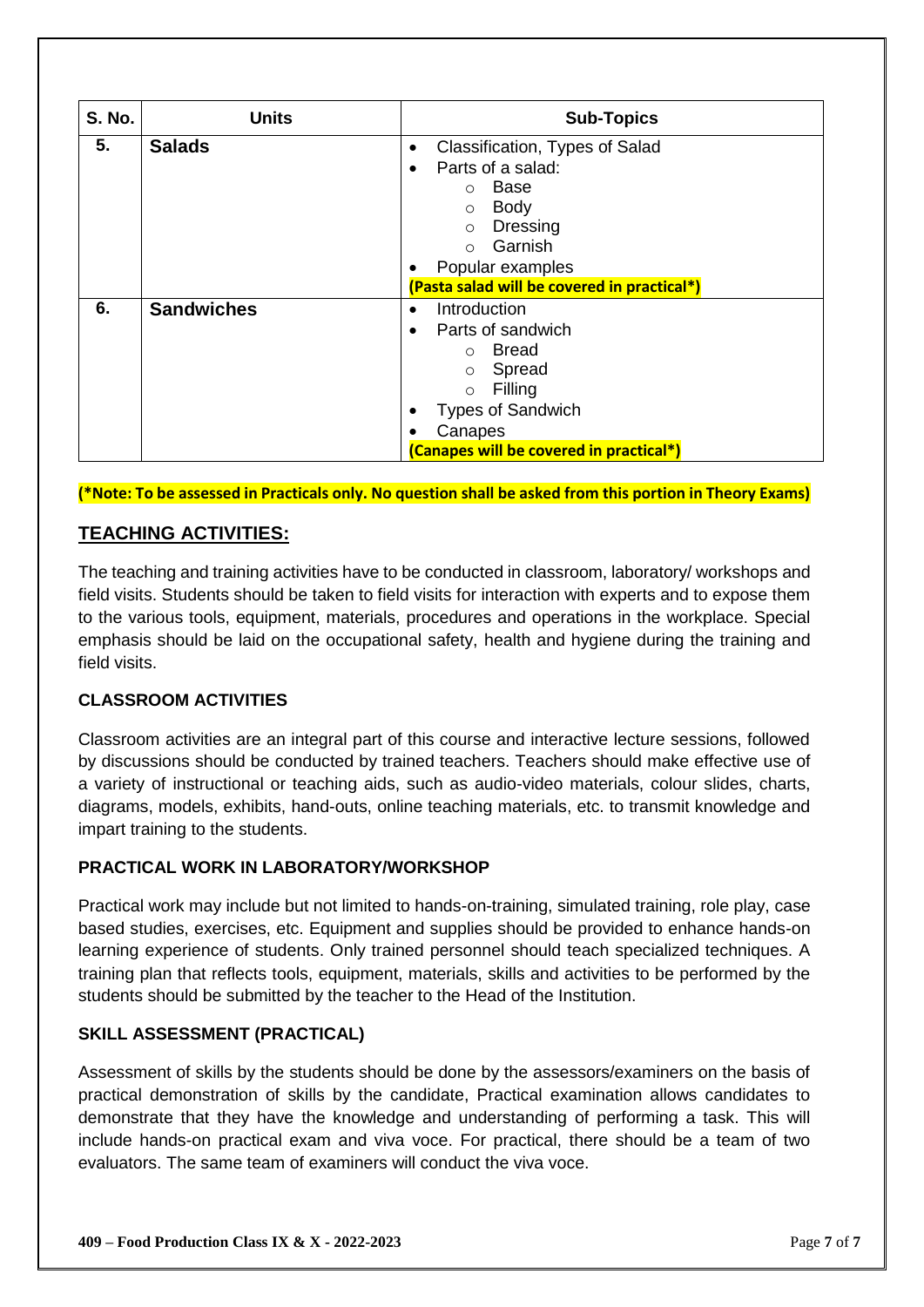| S. No. | Units | Sub-Topics |
|---|---|---|
| 5. | **Salads** | • Classification, Types of Salad<br>• Parts of a salad:<br>○ Base<br>○ Body<br>○ Dressing<br>○ Garnish<br>• Popular examples<br>**(Pasta salad will be covered in practical*)** |
| 6. | **Sandwiches** | • Introduction<br>• Parts of sandwich<br>○ Bread<br>○ Spread<br>○ Filling<br>• Types of Sandwich<br>• Canapes<br>**(Canapes will be covered in practical*)** |

**(*Note: To be assessed in Practicals only. No question shall be asked from this portion in Theory Exams)**

## TEACHING ACTIVITIES:

The teaching and training activities have to be conducted in classroom, laboratory/ workshops and field visits. Students should be taken to field visits for interaction with experts and to expose them to the various tools, equipment, materials, procedures and operations in the workplace. Special emphasis should be laid on the occupational safety, health and hygiene during the training and field visits.

### CLASSROOM ACTIVITIES

Classroom activities are an integral part of this course and interactive lecture sessions, followed by discussions should be conducted by trained teachers. Teachers should make effective use of a variety of instructional or teaching aids, such as audio-video materials, colour slides, charts, diagrams, models, exhibits, hand-outs, online teaching materials, etc. to transmit knowledge and impart training to the students.

### PRACTICAL WORK IN LABORATORY/WORKSHOP

Practical work may include but not limited to hands-on-training, simulated training, role play, case based studies, exercises, etc. Equipment and supplies should be provided to enhance hands-on learning experience of students. Only trained personnel should teach specialized techniques. A training plan that reflects tools, equipment, materials, skills and activities to be performed by the students should be submitted by the teacher to the Head of the Institution.

### SKILL ASSESSMENT (PRACTICAL)

Assessment of skills by the students should be done by the assessors/examiners on the basis of practical demonstration of skills by the candidate, Practical examination allows candidates to demonstrate that they have the knowledge and understanding of performing a task. This will include hands-on practical exam and viva voce. For practical, there should be a team of two evaluators. The same team of examiners will conduct the viva voce.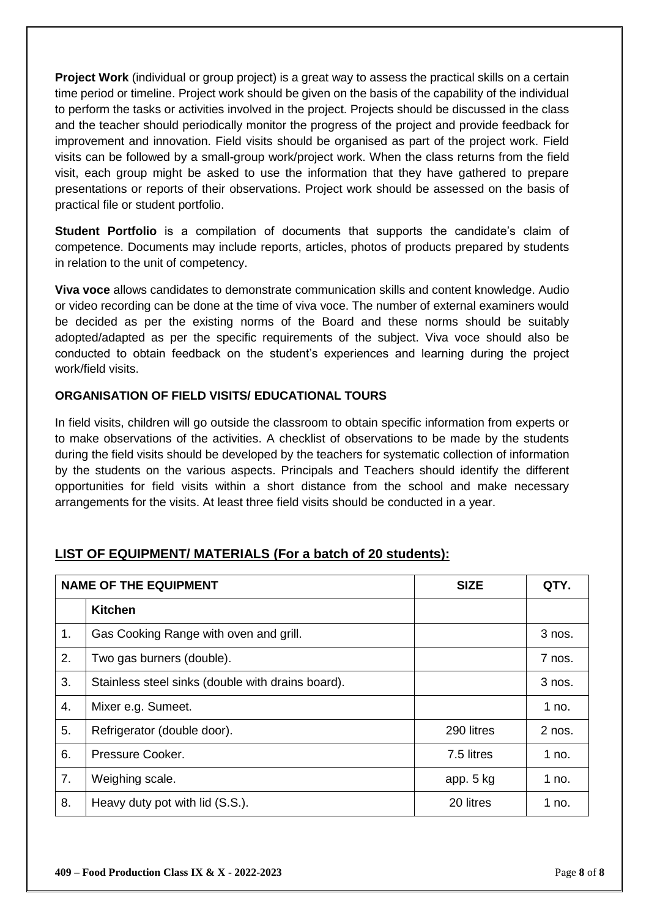**Project Work** (individual or group project) is a great way to assess the practical skills on a certain time period or timeline. Project work should be given on the basis of the capability of the individual to perform the tasks or activities involved in the project. Projects should be discussed in the class and the teacher should periodically monitor the progress of the project and provide feedback for improvement and innovation. Field visits should be organised as part of the project work. Field visits can be followed by a small-group work/project work. When the class returns from the field visit, each group might be asked to use the information that they have gathered to prepare presentations or reports of their observations. Project work should be assessed on the basis of practical file or student portfolio.

**Student Portfolio** is a compilation of documents that supports the candidate's claim of competence. Documents may include reports, articles, photos of products prepared by students in relation to the unit of competency.

**Viva voce** allows candidates to demonstrate communication skills and content knowledge. Audio or video recording can be done at the time of viva voce. The number of external examiners would be decided as per the existing norms of the Board and these norms should be suitably adopted/adapted as per the specific requirements of the subject. Viva voce should also be conducted to obtain feedback on the student's experiences and learning during the project work/field visits.

**ORGANISATION OF FIELD VISITS/ EDUCATIONAL TOURS**

In field visits, children will go outside the classroom to obtain specific information from experts or to make observations of the activities. A checklist of observations to be made by the students during the field visits should be developed by the teachers for systematic collection of information by the students on the various aspects. Principals and Teachers should identify the different opportunities for field visits within a short distance from the school and make necessary arrangements for the visits. At least three field visits should be conducted in a year.

## LIST OF EQUIPMENT/ MATERIALS (For a batch of 20 students):

| NAME OF THE EQUIPMENT | | SIZE | QTY. |
|---|---|---|---|
| | **Kitchen** | | |
| 1. | Gas Cooking Range with oven and grill. | | 3 nos. |
| 2. | Two gas burners (double). | | 7 nos. |
| 3. | Stainless steel sinks (double with drains board). | | 3 nos. |
| 4. | Mixer e.g. Sumeet. | | 1 no. |
| 5. | Refrigerator (double door). | 290 litres | 2 nos. |
| 6. | Pressure Cooker. | 7.5 litres | 1 no. |
| 7. | Weighing scale. | app. 5 kg | 1 no. |
| 8. | Heavy duty pot with lid (S.S.). | 20 litres | 1 no. |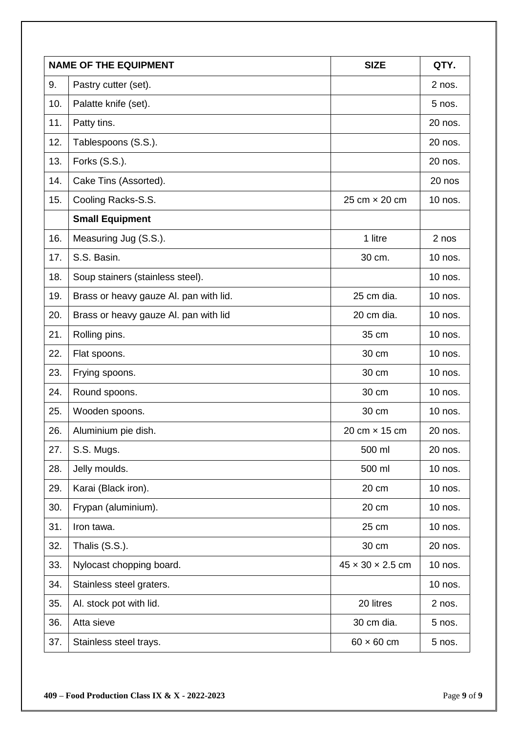| NAME OF THE EQUIPMENT | | SIZE | QTY. |
|---|---|---|---|
| 9. | Pastry cutter (set). | | 2 nos. |
| 10. | Palatte knife (set). | | 5 nos. |
| 11. | Patty tins. | | 20 nos. |
| 12. | Tablespoons (S.S.). | | 20 nos. |
| 13. | Forks (S.S.). | | 20 nos. |
| 14. | Cake Tins (Assorted). | | 20 nos |
| 15. | Cooling Racks-S.S. | 25 cm × 20 cm | 10 nos. |
| | **Small Equipment** | | |
| 16. | Measuring Jug (S.S.). | 1 litre | 2 nos |
| 17. | S.S. Basin. | 30 cm. | 10 nos. |
| 18. | Soup stainers (stainless steel). | | 10 nos. |
| 19. | Brass or heavy gauze Al. pan with lid. | 25 cm dia. | 10 nos. |
| 20. | Brass or heavy gauze Al. pan with lid | 20 cm dia. | 10 nos. |
| 21. | Rolling pins. | 35 cm | 10 nos. |
| 22. | Flat spoons. | 30 cm | 10 nos. |
| 23. | Frying spoons. | 30 cm | 10 nos. |
| 24. | Round spoons. | 30 cm | 10 nos. |
| 25. | Wooden spoons. | 30 cm | 10 nos. |
| 26. | Aluminium pie dish. | 20 cm × 15 cm | 20 nos. |
| 27. | S.S. Mugs. | 500 ml | 20 nos. |
| 28. | Jelly moulds. | 500 ml | 10 nos. |
| 29. | Karai (Black iron). | 20 cm | 10 nos. |
| 30. | Frypan (aluminium). | 20 cm | 10 nos. |
| 31. | Iron tawa. | 25 cm | 10 nos. |
| 32. | Thalis (S.S.). | 30 cm | 20 nos. |
| 33. | Nylocast chopping board. | 45 × 30 × 2.5 cm | 10 nos. |
| 34. | Stainless steel graters. | | 10 nos. |
| 35. | Al. stock pot with lid. | 20 litres | 2 nos. |
| 36. | Atta sieve | 30 cm dia. | 5 nos. |
| 37. | Stainless steel trays. | 60 × 60 cm | 5 nos. |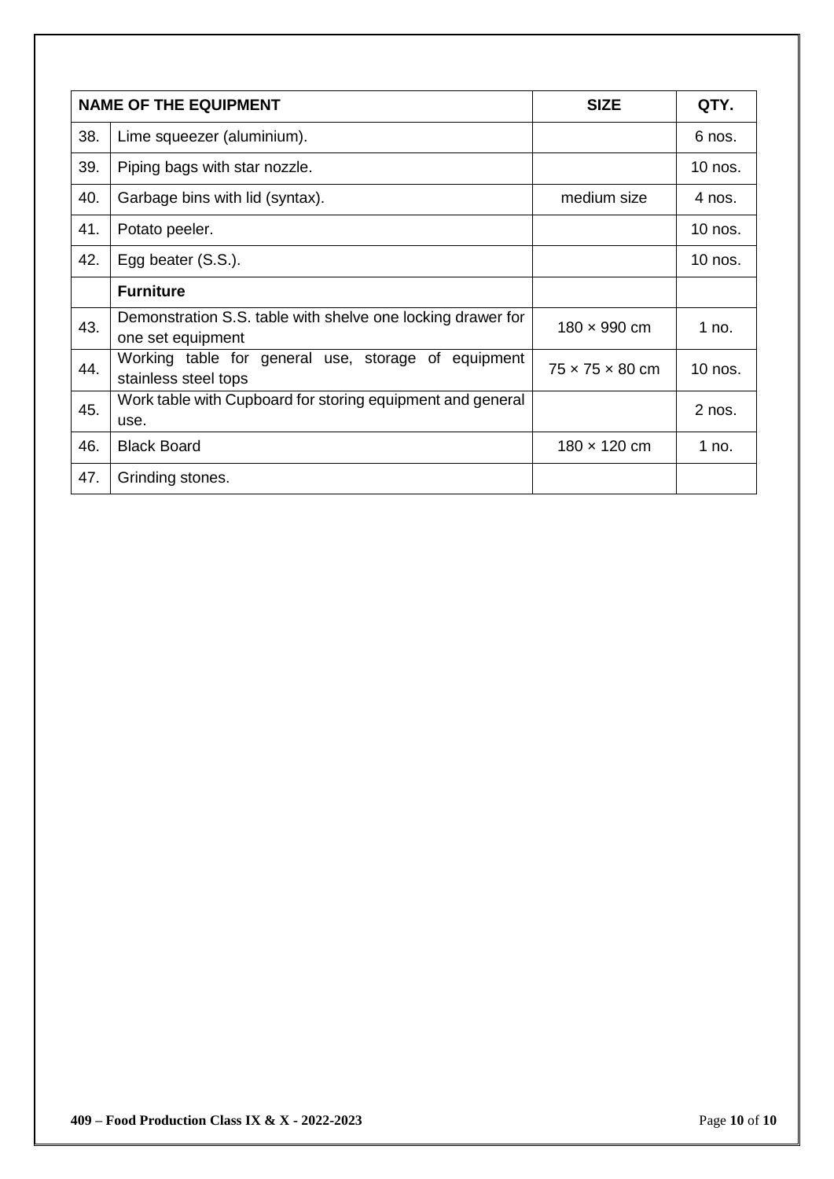| NAME OF THE EQUIPMENT | | SIZE | QTY. |
|---|---|---|---|
| 38. | Lime squeezer (aluminium). | | 6 nos. |
| 39. | Piping bags with star nozzle. | | 10 nos. |
| 40. | Garbage bins with lid (syntax). | medium size | 4 nos. |
| 41. | Potato peeler. | | 10 nos. |
| 42. | Egg beater (S.S.). | | 10 nos. |
| | **Furniture** | | |
| 43. | Demonstration S.S. table with shelve one locking drawer for one set equipment | 180 × 990 cm | 1 no. |
| 44. | Working table for general use, storage of equipment stainless steel tops | 75 × 75 × 80 cm | 10 nos. |
| 45. | Work table with Cupboard for storing equipment and general use. | | 2 nos. |
| 46. | Black Board | 180 × 120 cm | 1 no. |
| 47. | Grinding stones. | | |